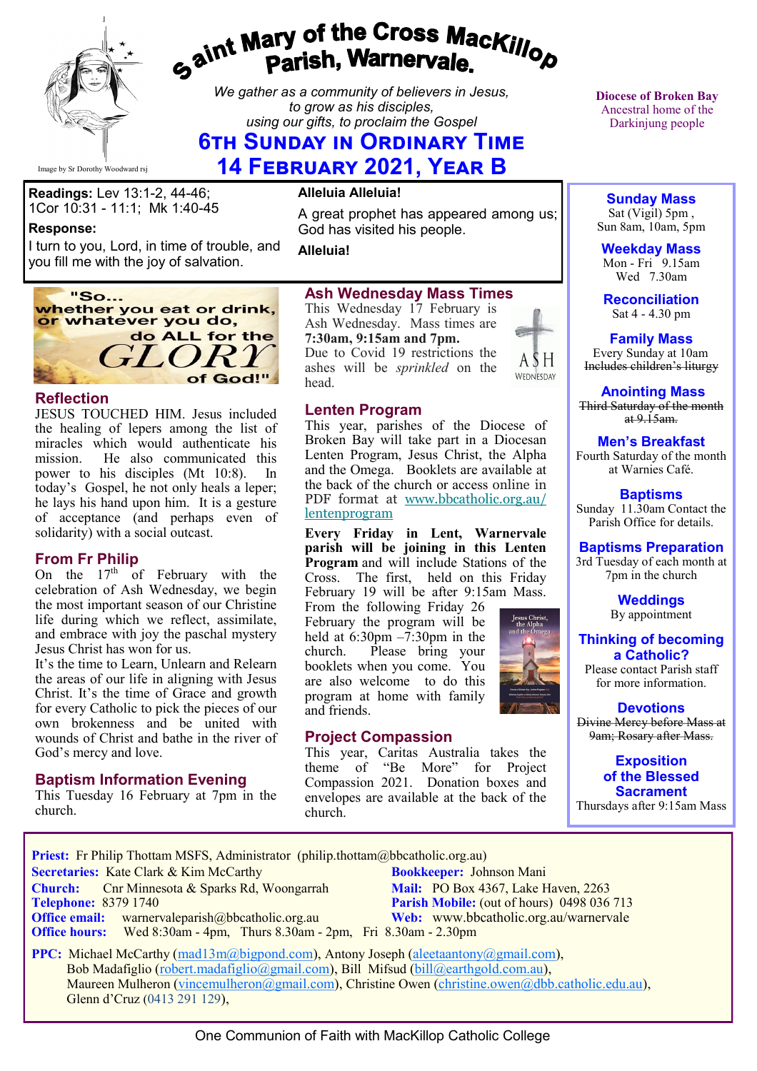# Saint Mary of the Cross MacKillop Parish, Warnervale.

*We gather as a community of believers in Jesus, to grow as his disciples, using our gifts, to proclaim the Gospel*

Image by Sr Dorothy Woodward rsj

**Diocese of Broken Bay**
Ancestral home of the Darkinjung people

## 6th Sunday in Ordinary Time
## 14 February 2021, Year B

**Readings:** Lev 13:1-2, 44-46; 1Cor 10:31 - 11:1; Mk 1:40-45

**Response:**
I turn to you, Lord, in time of trouble, and you fill me with the joy of salvation.

**Alleluia Alleluia!**
A great prophet has appeared among us; God has visited his people.
**Alleluia!**

"So... whether you eat or drink, or whatever you do, do ALL for the GLORY of God!"

### Reflection

JESUS TOUCHED HIM. Jesus included the healing of lepers among the list of miracles which would authenticate his mission. He also communicated this power to his disciples (Mt 10:8). In today's Gospel, he not only heals a leper; he lays his hand upon him. It is a gesture of acceptance (and perhaps even of solidarity) with a social outcast.

### From Fr Philip

On the 17th of February with the celebration of Ash Wednesday, we begin the most important season of our Christine life during which we reflect, assimilate, and embrace with joy the paschal mystery Jesus Christ has won for us.

It's the time to Learn, Unlearn and Relearn the areas of our life in aligning with Jesus Christ. It's the time of Grace and growth for every Catholic to pick the pieces of our own brokenness and be united with wounds of Christ and bathe in the river of God's mercy and love.

### Baptism Information Evening

This Tuesday 16 February at 7pm in the church.

### Ash Wednesday Mass Times

This Wednesday 17 February is Ash Wednesday. Mass times are **7:30am, 9:15am and 7pm.**
Due to Covid 19 restrictions the ashes will be *sprinkled* on the head.

### Lenten Program

This year, parishes of the Diocese of Broken Bay will take part in a Diocesan Lenten Program, Jesus Christ, the Alpha and the Omega. Booklets are available at the back of the church or access online in PDF format at www.bbcatholic.org.au/lentenprogram

**Every Friday in Lent, Warnervale parish will be joining in this Lenten Program** and will include Stations of the Cross. The first, held on this Friday February 19 will be after 9:15am Mass. From the following Friday 26 February the program will be held at 6:30pm –7:30pm in the church. Please bring your booklets when you come. You are also welcome to do this program at home with family and friends.

### Project Compassion

This year, Caritas Australia takes the theme of "Be More" for Project Compassion 2021. Donation boxes and envelopes are available at the back of the church.

---

**Sunday Mass**
Sat (Vigil) 5pm ,
Sun 8am, 10am, 5pm

**Weekday Mass**
Mon - Fri 9.15am
Wed 7.30am

**Reconciliation**
Sat 4 - 4.30 pm

**Family Mass**
Every Sunday at 10am
~~Includes children's liturgy~~

**Anointing Mass**
~~Third Saturday of the month at 9.15am.~~

**Men's Breakfast**
Fourth Saturday of the month at Warnies Café.

**Baptisms**
Sunday 11.30am Contact the Parish Office for details.

**Baptisms Preparation**
3rd Tuesday of each month at 7pm in the church

**Weddings**
By appointment

**Thinking of becoming a Catholic?**
Please contact Parish staff for more information.

**Devotions**
~~Divine Mercy before Mass at 9am; Rosary after Mass.~~

**Exposition of the Blessed Sacrament**
Thursdays after 9:15am Mass

---

**Priest:** Fr Philip Thottam MSFS, Administrator (philip.thottam@bbcatholic.org.au)
**Secretaries:** Kate Clark & Kim McCarthy
**Bookkeeper:** Johnson Mani
**Church:** Cnr Minnesota & Sparks Rd, Woongarrah
**Mail:** PO Box 4367, Lake Haven, 2263
**Telephone:** 8379 1740
**Parish Mobile:** (out of hours) 0498 036 713
**Office email:** warnervaleparish@bbcatholic.org.au
**Web:** www.bbcatholic.org.au/warnervale
**Office hours:** Wed 8:30am - 4pm, Thurs 8.30am - 2pm, Fri 8.30am - 2.30pm

**PPC:** Michael McCarthy (mad13m@bigpond.com), Antony Joseph (aleetaantony@gmail.com), Bob Madafiglio (robert.madafiglio@gmail.com), Bill Mifsud (bill@earthgold.com.au), Maureen Mulheron (vincemulheron@gmail.com), Christine Owen (christine.owen@dbb.catholic.edu.au), Glenn d'Cruz (0413 291 129),

One Communion of Faith with MacKillop Catholic College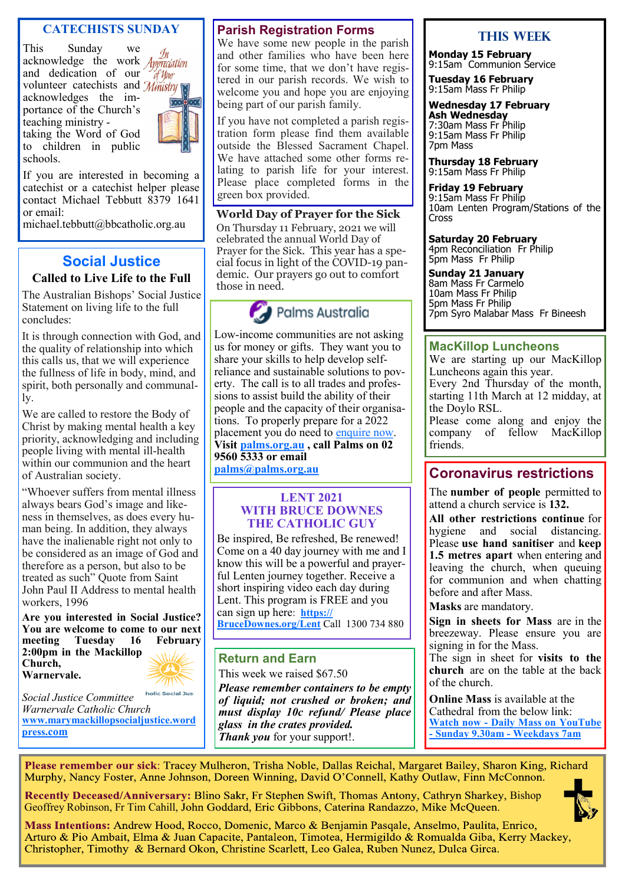## CATECHISTS SUNDAY

This Sunday we acknowledge the work and dedication of our volunteer catechists and acknowledges the importance of the Church's teaching ministry - taking the Word of God to children in public schools.

If you are interested in becoming a catechist or a catechist helper please contact Michael Tebbutt 8379 1641 or email: michael.tebbutt@bbcatholic.org.au

## Social Justice

### Called to Live Life to the Full

The Australian Bishops' Social Justice Statement on living life to the full concludes:

It is through connection with God, and the quality of relationship into which this calls us, that we will experience the fullness of life in body, mind, and spirit, both personally and communally.

We are called to restore the Body of Christ by making mental health a key priority, acknowledging and including people living with mental ill-health within our communion and the heart of Australian society.

"Whoever suffers from mental illness always bears God's image and likeness in themselves, as does every human being. In addition, they always have the inalienable right not only to be considered as an image of God and therefore as a person, but also to be treated as such" Quote from Saint John Paul II Address to mental health workers, 1996

**Are you interested in Social Justice? You are welcome to come to our next meeting Tuesday 16 February 2:00pm in the Mackillop Church, Warnervale.**

*Social Justice Committee*
*Warnervale Catholic Church*
www.marymackillopsocialjustice.wordpress.com

## Parish Registration Forms

We have some new people in the parish and other families who have been here for some time, that we don't have registered in our parish records. We wish to welcome you and hope you are enjoying being part of our parish family.

If you have not completed a parish registration form please find them available outside the Blessed Sacrament Chapel. We have attached some other forms relating to parish life for your interest. Please place completed forms in the green box provided.

## World Day of Prayer for the Sick

On Thursday 11 February, 2021 we will celebrated the annual World Day of Prayer for the Sick. This year has a special focus in light of the COVID-19 pandemic. Our prayers go out to comfort those in need.

## Palms Australia

Low-income communities are not asking us for money or gifts. They want you to share your skills to help develop self-reliance and sustainable solutions to poverty. The call is to all trades and professions to assist build the ability of their people and the capacity of their organisations. To properly prepare for a 2022 placement you do need to enquire now. **Visit palms.org.au , call Palms on 02 9560 5333 or email palms@palms.org.au**

## LENT 2021 WITH BRUCE DOWNES THE CATHOLIC GUY

Be inspired, Be refreshed, Be renewed! Come on a 40 day journey with me and I know this will be a powerful and prayerful Lenten journey together. Receive a short inspiring video each day during Lent. This program is FREE and you can sign up here: **https://BruceDownes.org/Lent** Call 1300 734 880

## Return and Earn

This week we raised $67.50

***Please remember containers to be empty of liquid; not crushed or broken; and must display 10c refund/ Please place glass in the crates provided.***
***Thank you*** for your support!.

## THIS WEEK

**Monday 15 February**
9:15am Communion Service

**Tuesday 16 February**
9:15am Mass Fr Philip

**Wednesday 17 February Ash Wednesday**
7:30am Mass Fr Philip
9:15am Mass Fr Philip
7pm Mass

**Thursday 18 February**
9:15am Mass Fr Philip

**Friday 19 February**
9:15am Mass Fr Philip
10am Lenten Program/Stations of the Cross

**Saturday 20 February**
4pm Reconciliation Fr Philip
5pm Mass Fr Philip

**Sunday 21 January**
8am Mass Fr Carmelo
10am Mass Fr Philip
5pm Mass Fr Philip
7pm Syro Malabar Mass Fr Bineesh

## MacKillop Luncheons

We are starting up our MacKillop Luncheons again this year.
Every 2nd Thursday of the month, starting 11th March at 12 midday, at the Doylo RSL.
Please come along and enjoy the company of fellow MacKillop friends.

## Coronavirus restrictions

The **number of people** permitted to attend a church service is **132.**

**All other restrictions continue** for hygiene and social distancing. Please **use hand sanitiser** and **keep 1.5 metres apart** when entering and leaving the church, when queuing for communion and when chatting before and after Mass.

**Masks** are mandatory.

**Sign in sheets for Mass** are in the breezeway. Please ensure you are signing in for the Mass.
The sign in sheet for **visits to the church** are on the table at the back of the church.

**Online Mass** is available at the Cathedral from the below link:
**Watch now - Daily Mass on YouTube - Sunday 9.30am - Weekdays 7am**

**Please remember our sick**: Tracey Mulheron, Trisha Noble, Dallas Reichal, Margaret Bailey, Sharon King, Richard Murphy, Nancy Foster, Anne Johnson, Doreen Winning, David O'Connell, Kathy Outlaw, Finn McConnon.

**Recently Deceased/Anniversary:** Blino Sakr, Fr Stephen Swift, Thomas Antony, Cathryn Sharkey, Bishop Geoffrey Robinson, Fr Tim Cahill, John Goddard, Eric Gibbons, Caterina Randazzo, Mike McQueen.

**Mass Intentions:** Andrew Hood, Rocco, Domenic, Marco & Benjamin Pasqale, Anselmo, Paulita, Enrico, Arturo & Pio Ambait, Elma & Juan Capacite, Pantaleon, Timotea, Hermigildo & Romualda Giba, Kerry Mackey, Christopher, Timothy & Bernard Okon, Christine Scarlett, Leo Galea, Ruben Nunez, Dulca Girca.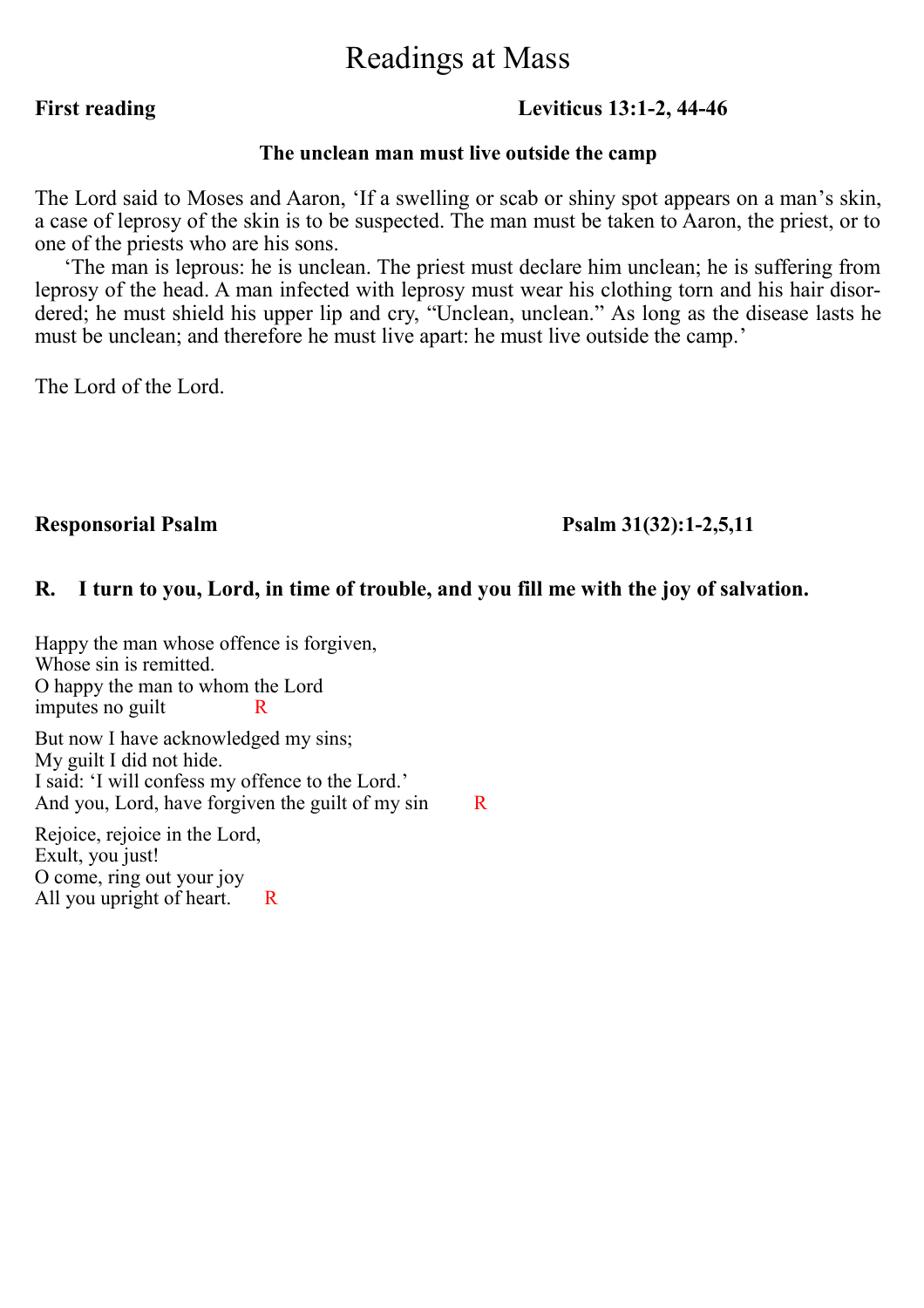# Readings at Mass

**First reading** **Leviticus 13:1-2, 44-46**

**The unclean man must live outside the camp**

The Lord said to Moses and Aaron, 'If a swelling or scab or shiny spot appears on a man's skin, a case of leprosy of the skin is to be suspected. The man must be taken to Aaron, the priest, or to one of the priests who are his sons.

'The man is leprous: he is unclean. The priest must declare him unclean; he is suffering from leprosy of the head. A man infected with leprosy must wear his clothing torn and his hair disordered; he must shield his upper lip and cry, "Unclean, unclean." As long as the disease lasts he must be unclean; and therefore he must live apart: he must live outside the camp.'

The Lord of the Lord.

**Responsorial Psalm** **Psalm 31(32):1-2,5,11**

**R. I turn to you, Lord, in time of trouble, and you fill me with the joy of salvation.**

Happy the man whose offence is forgiven,
Whose sin is remitted.
O happy the man to whom the Lord
imputes no guilt R

But now I have acknowledged my sins;
My guilt I did not hide.
I said: 'I will confess my offence to the Lord.'
And you, Lord, have forgiven the guilt of my sin R

Rejoice, rejoice in the Lord,
Exult, you just!
O come, ring out your joy
All you upright of heart. R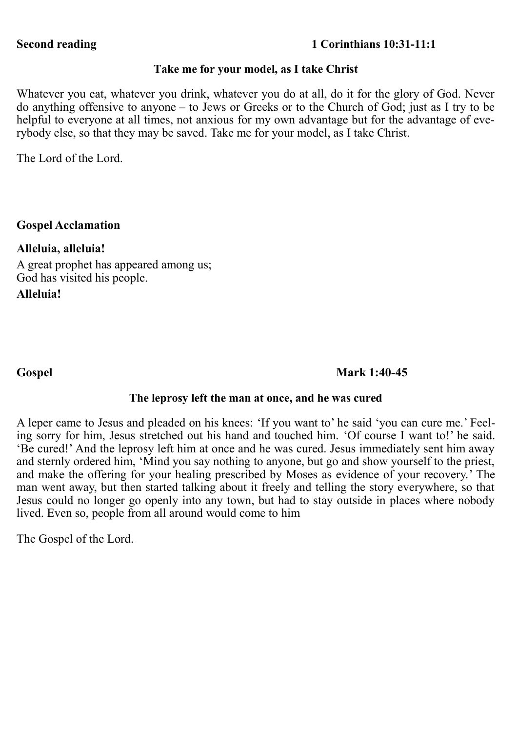**Second reading** **1 Corinthians 10:31-11:1**

**Take me for your model, as I take Christ**

Whatever you eat, whatever you drink, whatever you do at all, do it for the glory of God. Never do anything offensive to anyone – to Jews or Greeks or to the Church of God; just as I try to be helpful to everyone at all times, not anxious for my own advantage but for the advantage of everybody else, so that they may be saved. Take me for your model, as I take Christ.

The Lord of the Lord.

**Gospel Acclamation**

**Alleluia, alleluia!**
A great prophet has appeared among us;
God has visited his people.
**Alleluia!**

**Gospel** **Mark 1:40-45**

**The leprosy left the man at once, and he was cured**

A leper came to Jesus and pleaded on his knees: 'If you want to' he said 'you can cure me.' Feeling sorry for him, Jesus stretched out his hand and touched him. 'Of course I want to!' he said. 'Be cured!' And the leprosy left him at once and he was cured. Jesus immediately sent him away and sternly ordered him, 'Mind you say nothing to anyone, but go and show yourself to the priest, and make the offering for your healing prescribed by Moses as evidence of your recovery.' The man went away, but then started talking about it freely and telling the story everywhere, so that Jesus could no longer go openly into any town, but had to stay outside in places where nobody lived. Even so, people from all around would come to him

The Gospel of the Lord.